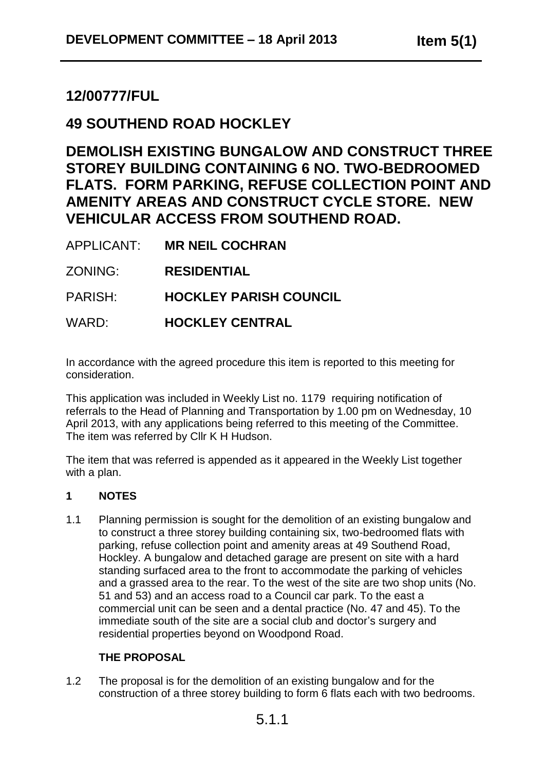# 12/00777/FUL

# 49 SOUTHEND ROAD HOCKLEY

# DEMOLISH EXISTING BUNGALOW AND CONSTRUCT THREE STOREY BUILDING CONTAINING 6 NO. TWO-BEDROOMED FLATS. FORM PARKING, REFUSE COLLECTION POINT AND AMENITY AREAS AND CONSTRUCT CYCLE STORE. NEW VEHICULAR ACCESS FROM SOUTHEND ROAD.

APPLICANT: **MR NEIL COCHRAN**

ZONING: **RESIDENTIAL**

PARISH: **HOCKLEY PARISH COUNCIL**

WARD: **HOCKLEY CENTRAL**

In accordance with the agreed procedure this item is reported to this meeting for consideration.

This application was included in Weekly List no. 1179 requiring notification of referrals to the Head of Planning and Transportation by 1.00 pm on Wednesday, 10 April 2013, with any applications being referred to this meeting of the Committee. The item was referred by Cllr K H Hudson.

The item that was referred is appended as it appeared in the Weekly List together with a plan.

## 1 NOTES

1.1 Planning permission is sought for the demolition of an existing bungalow and to construct a three storey building containing six, two-bedroomed flats with parking, refuse collection point and amenity areas at 49 Southend Road, Hockley. A bungalow and detached garage are present on site with a hard standing surfaced area to the front to accommodate the parking of vehicles and a grassed area to the rear. To the west of the site are two shop units (No. 51 and 53) and an access road to a Council car park. To the east a commercial unit can be seen and a dental practice (No. 47 and 45). To the immediate south of the site are a social club and doctor's surgery and residential properties beyond on Woodpond Road.

### THE PROPOSAL

1.2 The proposal is for the demolition of an existing bungalow and for the construction of a three storey building to form 6 flats each with two bedrooms.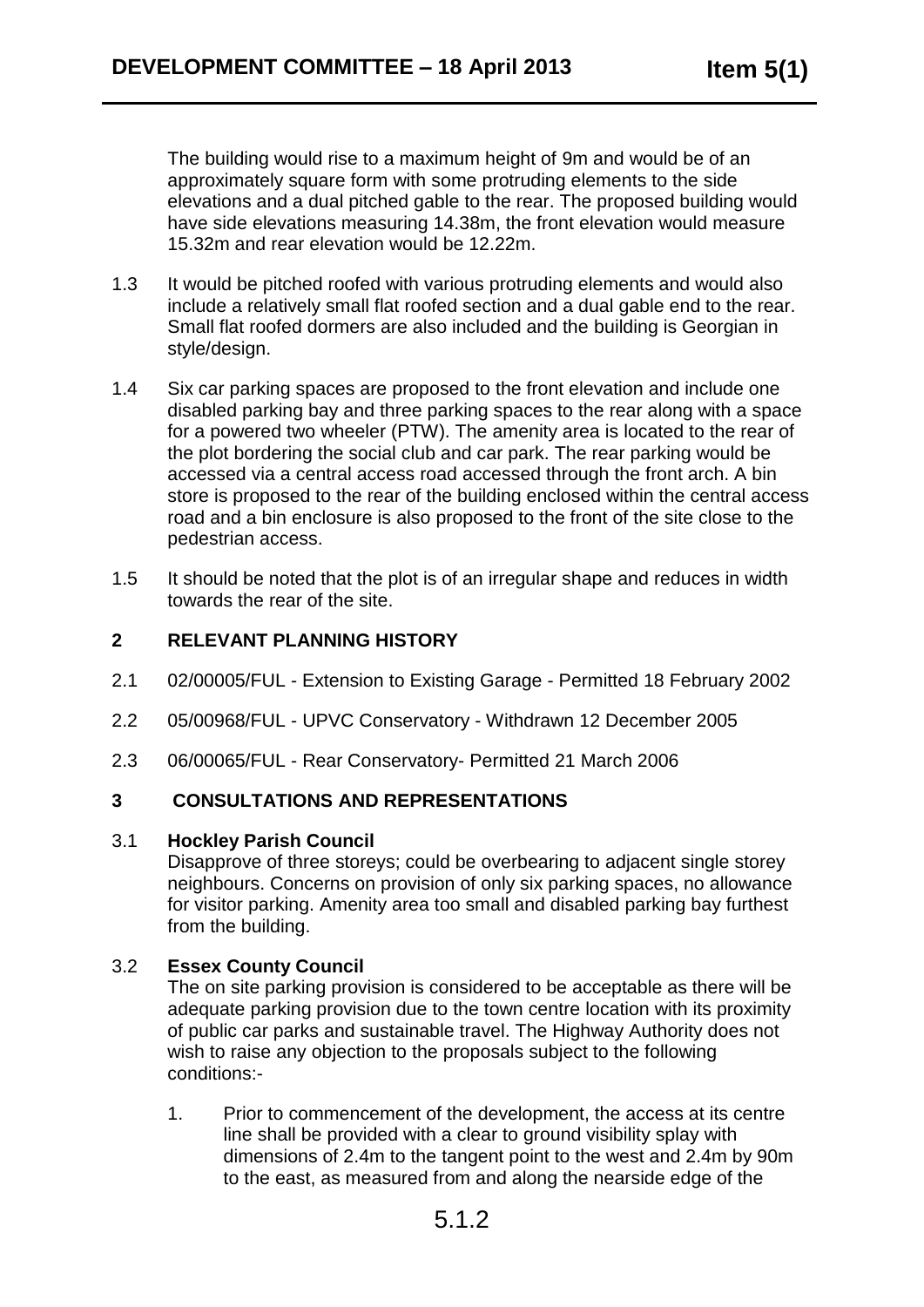The building would rise to a maximum height of 9m and would be of an approximately square form with some protruding elements to the side elevations and a dual pitched gable to the rear. The proposed building would have side elevations measuring 14.38m, the front elevation would measure 15.32m and rear elevation would be 12.22m.

1.3 It would be pitched roofed with various protruding elements and would also include a relatively small flat roofed section and a dual gable end to the rear. Small flat roofed dormers are also included and the building is Georgian in style/design.

1.4 Six car parking spaces are proposed to the front elevation and include one disabled parking bay and three parking spaces to the rear along with a space for a powered two wheeler (PTW). The amenity area is located to the rear of the plot bordering the social club and car park. The rear parking would be accessed via a central access road accessed through the front arch. A bin store is proposed to the rear of the building enclosed within the central access road and a bin enclosure is also proposed to the front of the site close to the pedestrian access.

1.5 It should be noted that the plot is of an irregular shape and reduces in width towards the rear of the site.

## 2 RELEVANT PLANNING HISTORY

2.1 02/00005/FUL - Extension to Existing Garage - Permitted 18 February 2002

2.2 05/00968/FUL - UPVC Conservatory - Withdrawn 12 December 2005

2.3 06/00065/FUL - Rear Conservatory- Permitted 21 March 2006

## 3 CONSULTATIONS AND REPRESENTATIONS

3.1 **Hockley Parish Council**

Disapprove of three storeys; could be overbearing to adjacent single storey neighbours. Concerns on provision of only six parking spaces, no allowance for visitor parking. Amenity area too small and disabled parking bay furthest from the building.

3.2 **Essex County Council**

The on site parking provision is considered to be acceptable as there will be adequate parking provision due to the town centre location with its proximity of public car parks and sustainable travel. The Highway Authority does not wish to raise any objection to the proposals subject to the following conditions:-

1. Prior to commencement of the development, the access at its centre line shall be provided with a clear to ground visibility splay with dimensions of 2.4m to the tangent point to the west and 2.4m by 90m to the east, as measured from and along the nearside edge of the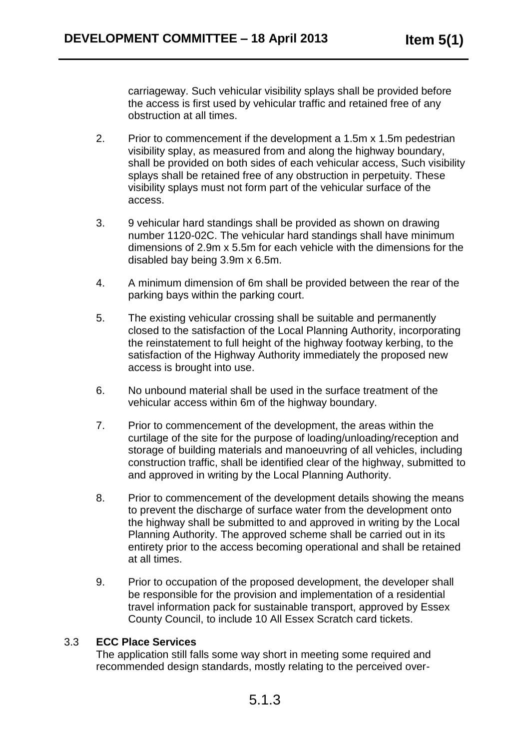carriageway. Such vehicular visibility splays shall be provided before the access is first used by vehicular traffic and retained free of any obstruction at all times.

2. Prior to commencement if the development a 1.5m x 1.5m pedestrian visibility splay, as measured from and along the highway boundary, shall be provided on both sides of each vehicular access, Such visibility splays shall be retained free of any obstruction in perpetuity. These visibility splays must not form part of the vehicular surface of the access.

3. 9 vehicular hard standings shall be provided as shown on drawing number 1120-02C. The vehicular hard standings shall have minimum dimensions of 2.9m x 5.5m for each vehicle with the dimensions for the disabled bay being 3.9m x 6.5m.

4. A minimum dimension of 6m shall be provided between the rear of the parking bays within the parking court.

5. The existing vehicular crossing shall be suitable and permanently closed to the satisfaction of the Local Planning Authority, incorporating the reinstatement to full height of the highway footway kerbing, to the satisfaction of the Highway Authority immediately the proposed new access is brought into use.

6. No unbound material shall be used in the surface treatment of the vehicular access within 6m of the highway boundary.

7. Prior to commencement of the development, the areas within the curtilage of the site for the purpose of loading/unloading/reception and storage of building materials and manoeuvring of all vehicles, including construction traffic, shall be identified clear of the highway, submitted to and approved in writing by the Local Planning Authority.

8. Prior to commencement of the development details showing the means to prevent the discharge of surface water from the development onto the highway shall be submitted to and approved in writing by the Local Planning Authority. The approved scheme shall be carried out in its entirety prior to the access becoming operational and shall be retained at all times.

9. Prior to occupation of the proposed development, the developer shall be responsible for the provision and implementation of a residential travel information pack for sustainable transport, approved by Essex County Council, to include 10 All Essex Scratch card tickets.

3.3 **ECC Place Services**

The application still falls some way short in meeting some required and recommended design standards, mostly relating to the perceived over-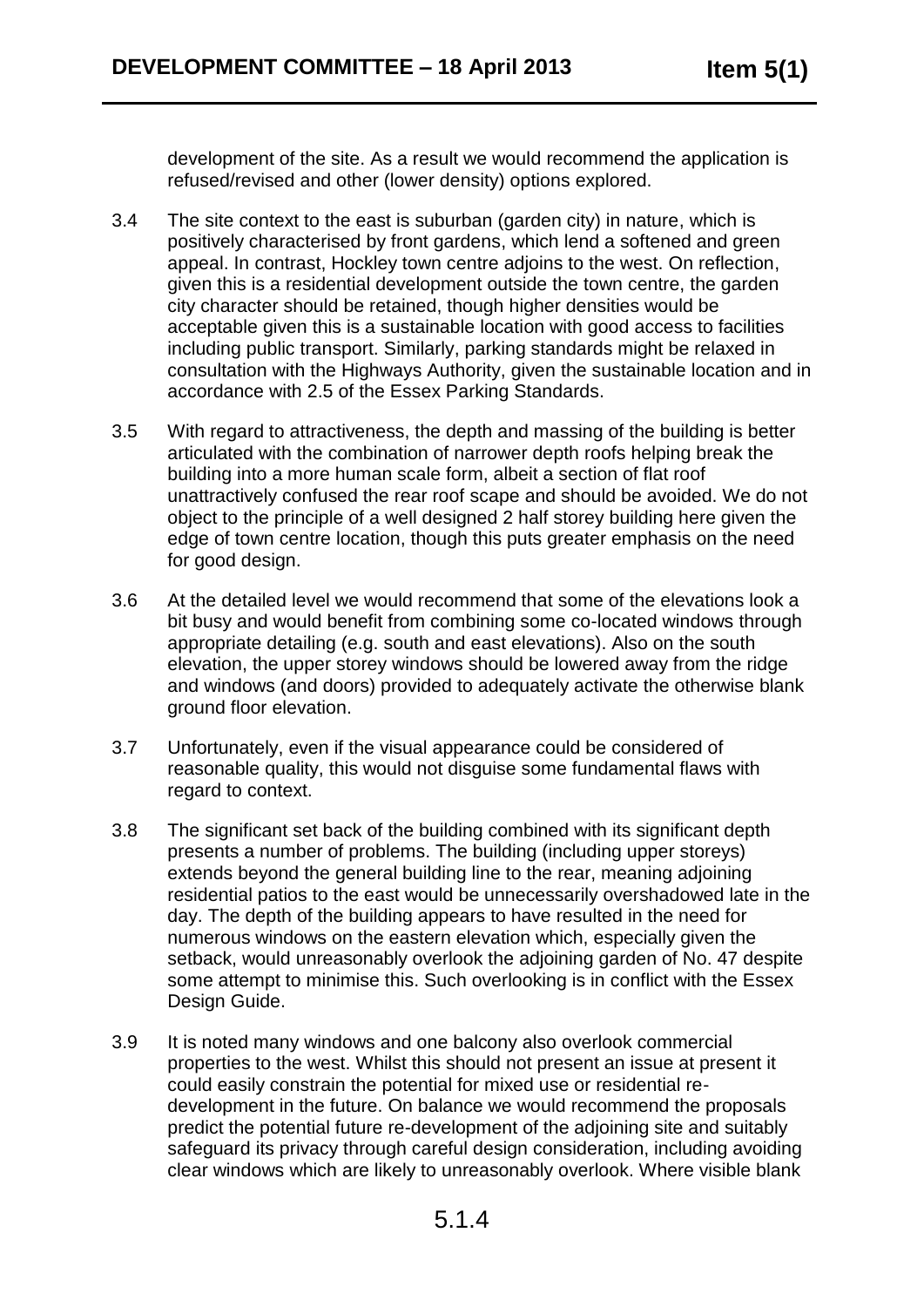development of the site. As a result we would recommend the application is refused/revised and other (lower density) options explored.

3.4 The site context to the east is suburban (garden city) in nature, which is positively characterised by front gardens, which lend a softened and green appeal. In contrast, Hockley town centre adjoins to the west. On reflection, given this is a residential development outside the town centre, the garden city character should be retained, though higher densities would be acceptable given this is a sustainable location with good access to facilities including public transport. Similarly, parking standards might be relaxed in consultation with the Highways Authority, given the sustainable location and in accordance with 2.5 of the Essex Parking Standards.

3.5 With regard to attractiveness, the depth and massing of the building is better articulated with the combination of narrower depth roofs helping break the building into a more human scale form, albeit a section of flat roof unattractively confused the rear roof scape and should be avoided. We do not object to the principle of a well designed 2 half storey building here given the edge of town centre location, though this puts greater emphasis on the need for good design.

3.6 At the detailed level we would recommend that some of the elevations look a bit busy and would benefit from combining some co-located windows through appropriate detailing (e.g. south and east elevations). Also on the south elevation, the upper storey windows should be lowered away from the ridge and windows (and doors) provided to adequately activate the otherwise blank ground floor elevation.

3.7 Unfortunately, even if the visual appearance could be considered of reasonable quality, this would not disguise some fundamental flaws with regard to context.

3.8 The significant set back of the building combined with its significant depth presents a number of problems. The building (including upper storeys) extends beyond the general building line to the rear, meaning adjoining residential patios to the east would be unnecessarily overshadowed late in the day. The depth of the building appears to have resulted in the need for numerous windows on the eastern elevation which, especially given the setback, would unreasonably overlook the adjoining garden of No. 47 despite some attempt to minimise this. Such overlooking is in conflict with the Essex Design Guide.

3.9 It is noted many windows and one balcony also overlook commercial properties to the west. Whilst this should not present an issue at present it could easily constrain the potential for mixed use or residential re-development in the future. On balance we would recommend the proposals predict the potential future re-development of the adjoining site and suitably safeguard its privacy through careful design consideration, including avoiding clear windows which are likely to unreasonably overlook. Where visible blank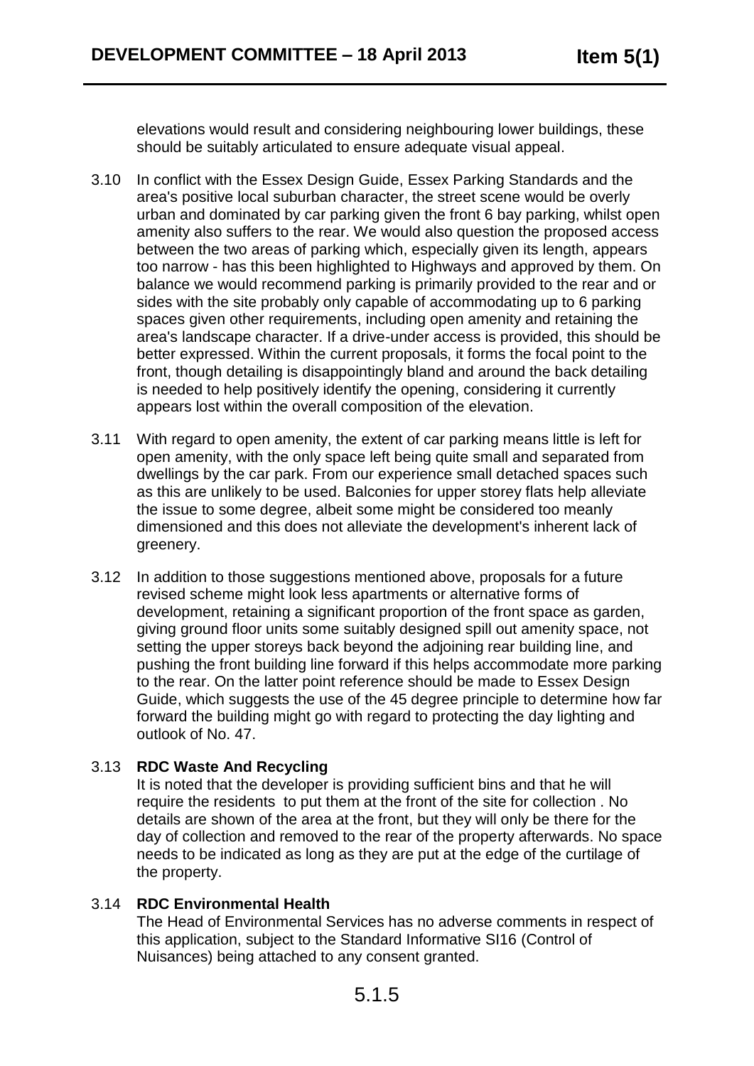elevations would result and considering neighbouring lower buildings, these should be suitably articulated to ensure adequate visual appeal.

3.10 In conflict with the Essex Design Guide, Essex Parking Standards and the area's positive local suburban character, the street scene would be overly urban and dominated by car parking given the front 6 bay parking, whilst open amenity also suffers to the rear. We would also question the proposed access between the two areas of parking which, especially given its length, appears too narrow - has this been highlighted to Highways and approved by them. On balance we would recommend parking is primarily provided to the rear and or sides with the site probably only capable of accommodating up to 6 parking spaces given other requirements, including open amenity and retaining the area's landscape character. If a drive-under access is provided, this should be better expressed. Within the current proposals, it forms the focal point to the front, though detailing is disappointingly bland and around the back detailing is needed to help positively identify the opening, considering it currently appears lost within the overall composition of the elevation.

3.11 With regard to open amenity, the extent of car parking means little is left for open amenity, with the only space left being quite small and separated from dwellings by the car park. From our experience small detached spaces such as this are unlikely to be used. Balconies for upper storey flats help alleviate the issue to some degree, albeit some might be considered too meanly dimensioned and this does not alleviate the development's inherent lack of greenery.

3.12 In addition to those suggestions mentioned above, proposals for a future revised scheme might look less apartments or alternative forms of development, retaining a significant proportion of the front space as garden, giving ground floor units some suitably designed spill out amenity space, not setting the upper storeys back beyond the adjoining rear building line, and pushing the front building line forward if this helps accommodate more parking to the rear. On the latter point reference should be made to Essex Design Guide, which suggests the use of the 45 degree principle to determine how far forward the building might go with regard to protecting the day lighting and outlook of No. 47.

3.13 **RDC Waste And Recycling**

It is noted that the developer is providing sufficient bins and that he will require the residents to put them at the front of the site for collection . No details are shown of the area at the front, but they will only be there for the day of collection and removed to the rear of the property afterwards. No space needs to be indicated as long as they are put at the edge of the curtilage of the property.

3.14 **RDC Environmental Health**

The Head of Environmental Services has no adverse comments in respect of this application, subject to the Standard Informative SI16 (Control of Nuisances) being attached to any consent granted.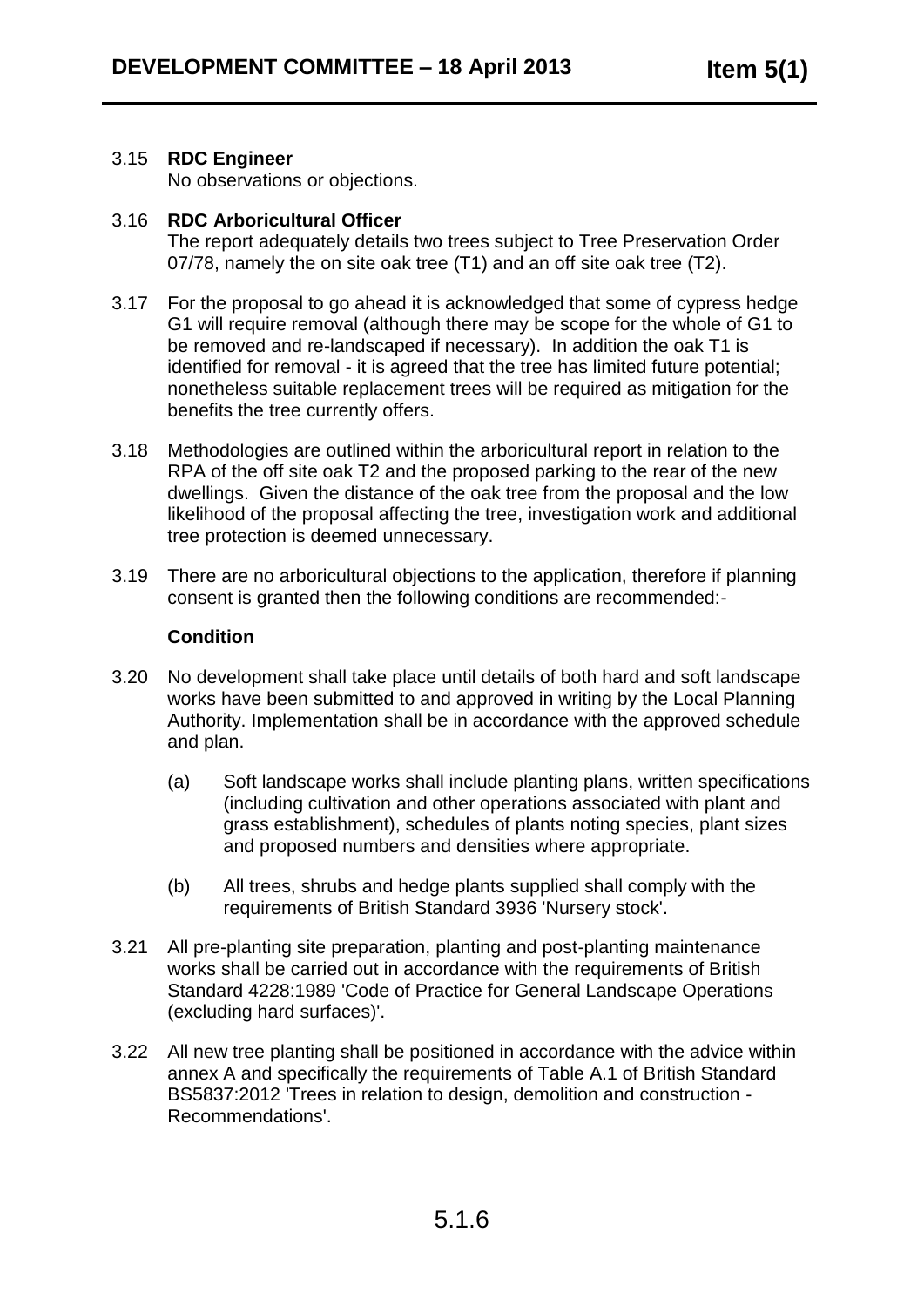3.15 **RDC Engineer**
No observations or objections.

3.16 **RDC Arboricultural Officer**
The report adequately details two trees subject to Tree Preservation Order 07/78, namely the on site oak tree (T1) and an off site oak tree (T2).

3.17 For the proposal to go ahead it is acknowledged that some of cypress hedge G1 will require removal (although there may be scope for the whole of G1 to be removed and re-landscaped if necessary). In addition the oak T1 is identified for removal - it is agreed that the tree has limited future potential; nonetheless suitable replacement trees will be required as mitigation for the benefits the tree currently offers.

3.18 Methodologies are outlined within the arboricultural report in relation to the RPA of the off site oak T2 and the proposed parking to the rear of the new dwellings. Given the distance of the oak tree from the proposal and the low likelihood of the proposal affecting the tree, investigation work and additional tree protection is deemed unnecessary.

3.19 There are no arboricultural objections to the application, therefore if planning consent is granted then the following conditions are recommended:-

**Condition**

3.20 No development shall take place until details of both hard and soft landscape works have been submitted to and approved in writing by the Local Planning Authority. Implementation shall be in accordance with the approved schedule and plan.

(a) Soft landscape works shall include planting plans, written specifications (including cultivation and other operations associated with plant and grass establishment), schedules of plants noting species, plant sizes and proposed numbers and densities where appropriate.

(b) All trees, shrubs and hedge plants supplied shall comply with the requirements of British Standard 3936 'Nursery stock'.

3.21 All pre-planting site preparation, planting and post-planting maintenance works shall be carried out in accordance with the requirements of British Standard 4228:1989 'Code of Practice for General Landscape Operations (excluding hard surfaces)'.

3.22 All new tree planting shall be positioned in accordance with the advice within annex A and specifically the requirements of Table A.1 of British Standard BS5837:2012 'Trees in relation to design, demolition and construction - Recommendations'.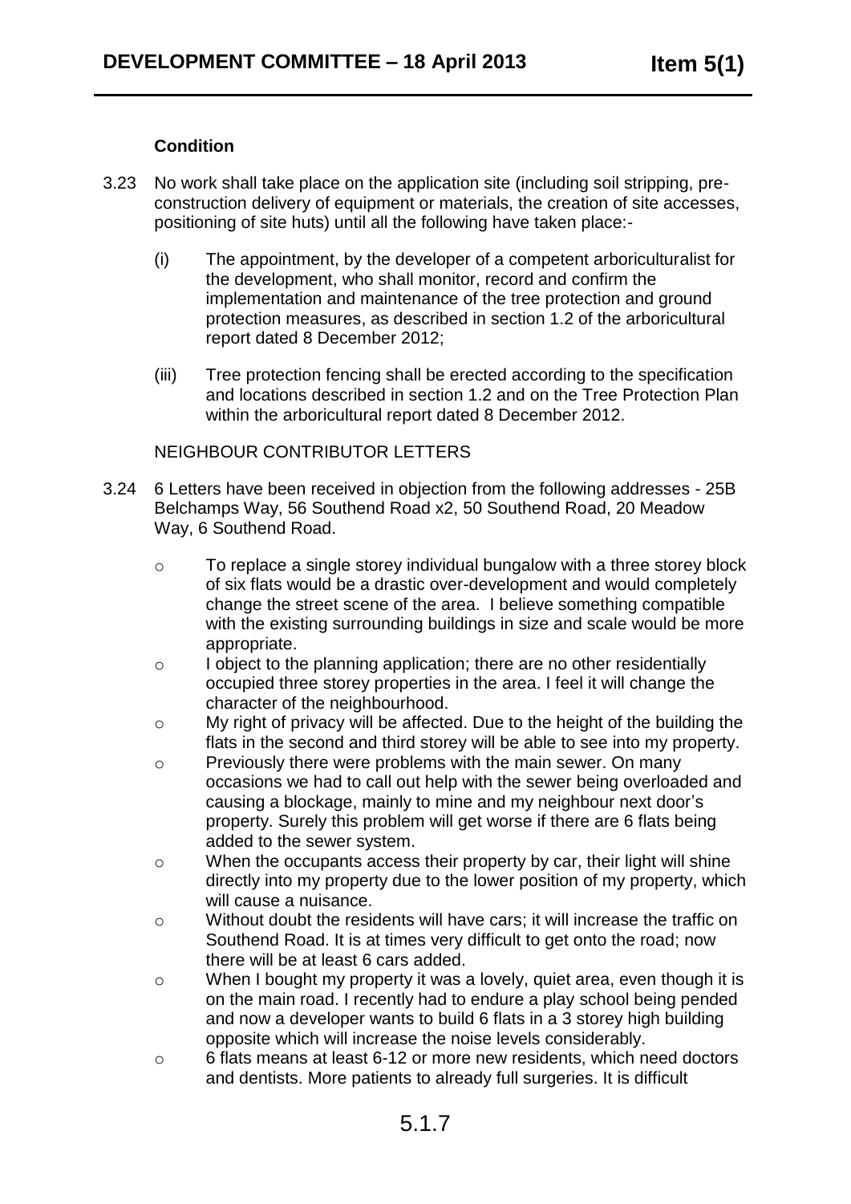**Condition**

3.23 No work shall take place on the application site (including soil stripping, pre-construction delivery of equipment or materials, the creation of site accesses, positioning of site huts) until all the following have taken place:-

(i) The appointment, by the developer of a competent arboriculturalist for the development, who shall monitor, record and confirm the implementation and maintenance of the tree protection and ground protection measures, as described in section 1.2 of the arboricultural report dated 8 December 2012;

(iii) Tree protection fencing shall be erected according to the specification and locations described in section 1.2 and on the Tree Protection Plan within the arboricultural report dated 8 December 2012.

NEIGHBOUR CONTRIBUTOR LETTERS

3.24 6 Letters have been received in objection from the following addresses - 25B Belchamps Way, 56 Southend Road x2, 50 Southend Road, 20 Meadow Way, 6 Southend Road.

- To replace a single storey individual bungalow with a three storey block of six flats would be a drastic over-development and would completely change the street scene of the area. I believe something compatible with the existing surrounding buildings in size and scale would be more appropriate.
- I object to the planning application; there are no other residentially occupied three storey properties in the area. I feel it will change the character of the neighbourhood.
- My right of privacy will be affected. Due to the height of the building the flats in the second and third storey will be able to see into my property.
- Previously there were problems with the main sewer. On many occasions we had to call out help with the sewer being overloaded and causing a blockage, mainly to mine and my neighbour next door's property. Surely this problem will get worse if there are 6 flats being added to the sewer system.
- When the occupants access their property by car, their light will shine directly into my property due to the lower position of my property, which will cause a nuisance.
- Without doubt the residents will have cars; it will increase the traffic on Southend Road. It is at times very difficult to get onto the road; now there will be at least 6 cars added.
- When I bought my property it was a lovely, quiet area, even though it is on the main road. I recently had to endure a play school being pended and now a developer wants to build 6 flats in a 3 storey high building opposite which will increase the noise levels considerably.
- 6 flats means at least 6-12 or more new residents, which need doctors and dentists. More patients to already full surgeries. It is difficult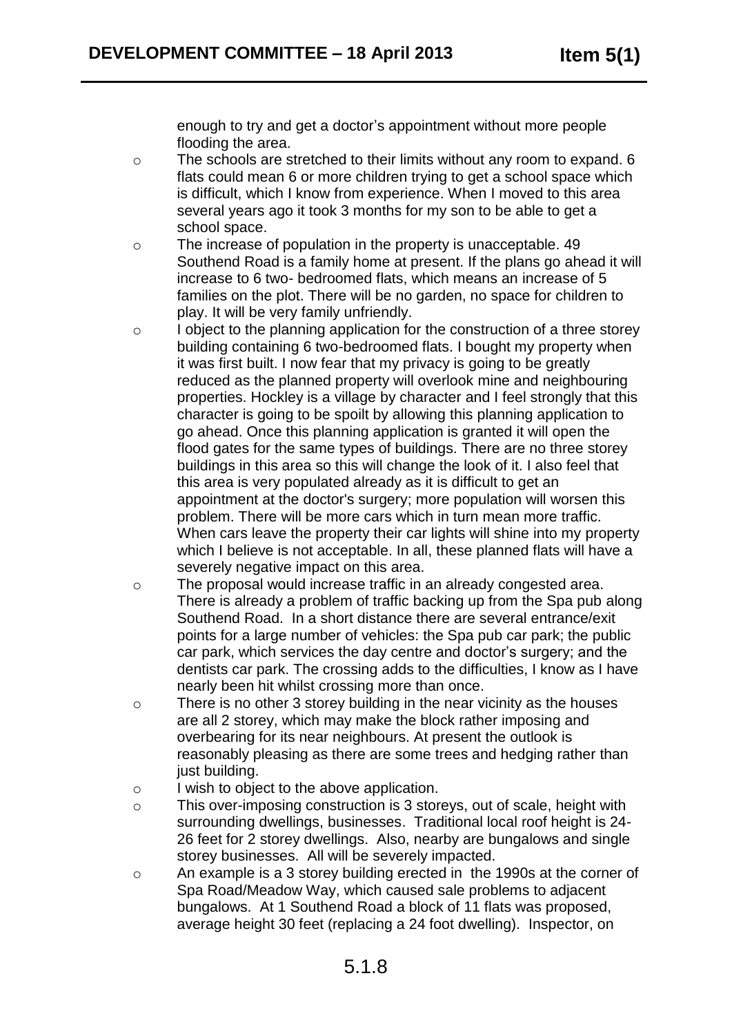enough to try and get a doctor's appointment without more people flooding the area.

- The schools are stretched to their limits without any room to expand. 6 flats could mean 6 or more children trying to get a school space which is difficult, which I know from experience. When I moved to this area several years ago it took 3 months for my son to be able to get a school space.
- The increase of population in the property is unacceptable. 49 Southend Road is a family home at present. If the plans go ahead it will increase to 6 two- bedroomed flats, which means an increase of 5 families on the plot. There will be no garden, no space for children to play. It will be very family unfriendly.
- I object to the planning application for the construction of a three storey building containing 6 two-bedroomed flats. I bought my property when it was first built. I now fear that my privacy is going to be greatly reduced as the planned property will overlook mine and neighbouring properties. Hockley is a village by character and I feel strongly that this character is going to be spoilt by allowing this planning application to go ahead. Once this planning application is granted it will open the flood gates for the same types of buildings. There are no three storey buildings in this area so this will change the look of it. I also feel that this area is very populated already as it is difficult to get an appointment at the doctor's surgery; more population will worsen this problem. There will be more cars which in turn mean more traffic. When cars leave the property their car lights will shine into my property which I believe is not acceptable. In all, these planned flats will have a severely negative impact on this area.
- The proposal would increase traffic in an already congested area. There is already a problem of traffic backing up from the Spa pub along Southend Road. In a short distance there are several entrance/exit points for a large number of vehicles: the Spa pub car park; the public car park, which services the day centre and doctor's surgery; and the dentists car park. The crossing adds to the difficulties, I know as I have nearly been hit whilst crossing more than once.
- There is no other 3 storey building in the near vicinity as the houses are all 2 storey, which may make the block rather imposing and overbearing for its near neighbours. At present the outlook is reasonably pleasing as there are some trees and hedging rather than just building.
- I wish to object to the above application.
- This over-imposing construction is 3 storeys, out of scale, height with surrounding dwellings, businesses. Traditional local roof height is 24-26 feet for 2 storey dwellings. Also, nearby are bungalows and single storey businesses. All will be severely impacted.
- An example is a 3 storey building erected in the 1990s at the corner of Spa Road/Meadow Way, which caused sale problems to adjacent bungalows. At 1 Southend Road a block of 11 flats was proposed, average height 30 feet (replacing a 24 foot dwelling). Inspector, on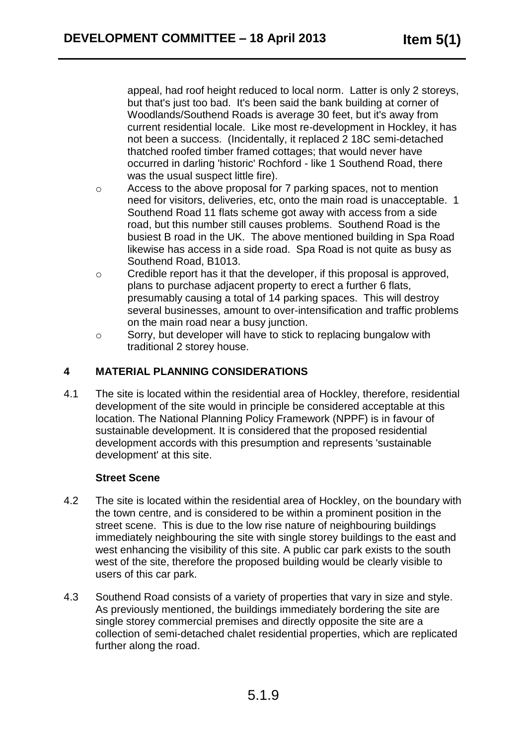appeal, had roof height reduced to local norm. Latter is only 2 storeys, but that's just too bad. It's been said the bank building at corner of Woodlands/Southend Roads is average 30 feet, but it's away from current residential locale. Like most re-development in Hockley, it has not been a success. (Incidentally, it replaced 2 18C semi-detached thatched roofed timber framed cottages; that would never have occurred in darling 'historic' Rochford - like 1 Southend Road, there was the usual suspect little fire).

- Access to the above proposal for 7 parking spaces, not to mention need for visitors, deliveries, etc, onto the main road is unacceptable. 1 Southend Road 11 flats scheme got away with access from a side road, but this number still causes problems. Southend Road is the busiest B road in the UK. The above mentioned building in Spa Road likewise has access in a side road. Spa Road is not quite as busy as Southend Road, B1013.
- Credible report has it that the developer, if this proposal is approved, plans to purchase adjacent property to erect a further 6 flats, presumably causing a total of 14 parking spaces. This will destroy several businesses, amount to over-intensification and traffic problems on the main road near a busy junction.
- Sorry, but developer will have to stick to replacing bungalow with traditional 2 storey house.

## 4 MATERIAL PLANNING CONSIDERATIONS

4.1 The site is located within the residential area of Hockley, therefore, residential development of the site would in principle be considered acceptable at this location. The National Planning Policy Framework (NPPF) is in favour of sustainable development. It is considered that the proposed residential development accords with this presumption and represents 'sustainable development' at this site.

### Street Scene

4.2 The site is located within the residential area of Hockley, on the boundary with the town centre, and is considered to be within a prominent position in the street scene. This is due to the low rise nature of neighbouring buildings immediately neighbouring the site with single storey buildings to the east and west enhancing the visibility of this site. A public car park exists to the south west of the site, therefore the proposed building would be clearly visible to users of this car park.

4.3 Southend Road consists of a variety of properties that vary in size and style. As previously mentioned, the buildings immediately bordering the site are single storey commercial premises and directly opposite the site are a collection of semi-detached chalet residential properties, which are replicated further along the road.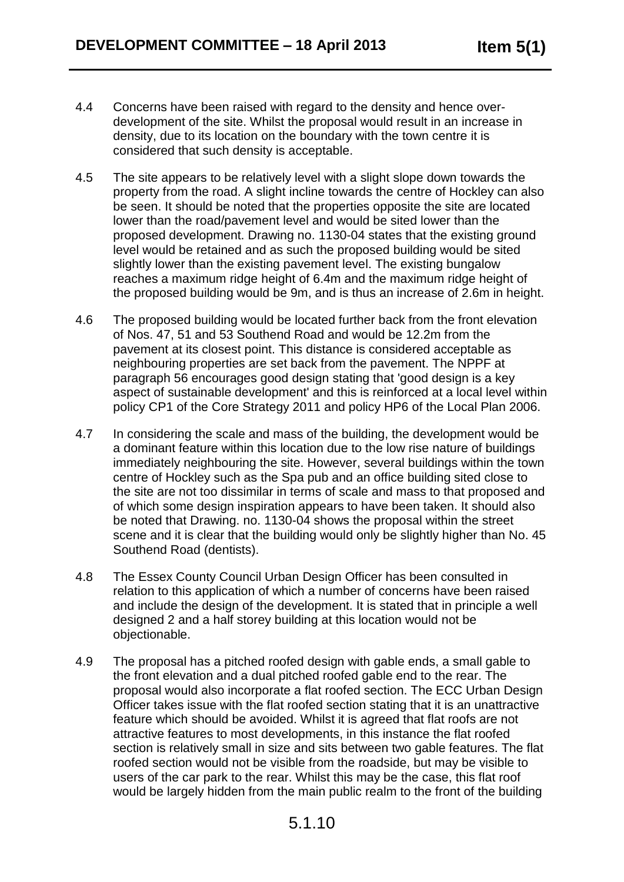4.4 Concerns have been raised with regard to the density and hence over-development of the site. Whilst the proposal would result in an increase in density, due to its location on the boundary with the town centre it is considered that such density is acceptable.

4.5 The site appears to be relatively level with a slight slope down towards the property from the road. A slight incline towards the centre of Hockley can also be seen. It should be noted that the properties opposite the site are located lower than the road/pavement level and would be sited lower than the proposed development. Drawing no. 1130-04 states that the existing ground level would be retained and as such the proposed building would be sited slightly lower than the existing pavement level. The existing bungalow reaches a maximum ridge height of 6.4m and the maximum ridge height of the proposed building would be 9m, and is thus an increase of 2.6m in height.

4.6 The proposed building would be located further back from the front elevation of Nos. 47, 51 and 53 Southend Road and would be 12.2m from the pavement at its closest point. This distance is considered acceptable as neighbouring properties are set back from the pavement. The NPPF at paragraph 56 encourages good design stating that 'good design is a key aspect of sustainable development' and this is reinforced at a local level within policy CP1 of the Core Strategy 2011 and policy HP6 of the Local Plan 2006.

4.7 In considering the scale and mass of the building, the development would be a dominant feature within this location due to the low rise nature of buildings immediately neighbouring the site. However, several buildings within the town centre of Hockley such as the Spa pub and an office building sited close to the site are not too dissimilar in terms of scale and mass to that proposed and of which some design inspiration appears to have been taken. It should also be noted that Drawing. no. 1130-04 shows the proposal within the street scene and it is clear that the building would only be slightly higher than No. 45 Southend Road (dentists).

4.8 The Essex County Council Urban Design Officer has been consulted in relation to this application of which a number of concerns have been raised and include the design of the development. It is stated that in principle a well designed 2 and a half storey building at this location would not be objectionable.

4.9 The proposal has a pitched roofed design with gable ends, a small gable to the front elevation and a dual pitched roofed gable end to the rear. The proposal would also incorporate a flat roofed section. The ECC Urban Design Officer takes issue with the flat roofed section stating that it is an unattractive feature which should be avoided. Whilst it is agreed that flat roofs are not attractive features to most developments, in this instance the flat roofed section is relatively small in size and sits between two gable features. The flat roofed section would not be visible from the roadside, but may be visible to users of the car park to the rear. Whilst this may be the case, this flat roof would be largely hidden from the main public realm to the front of the building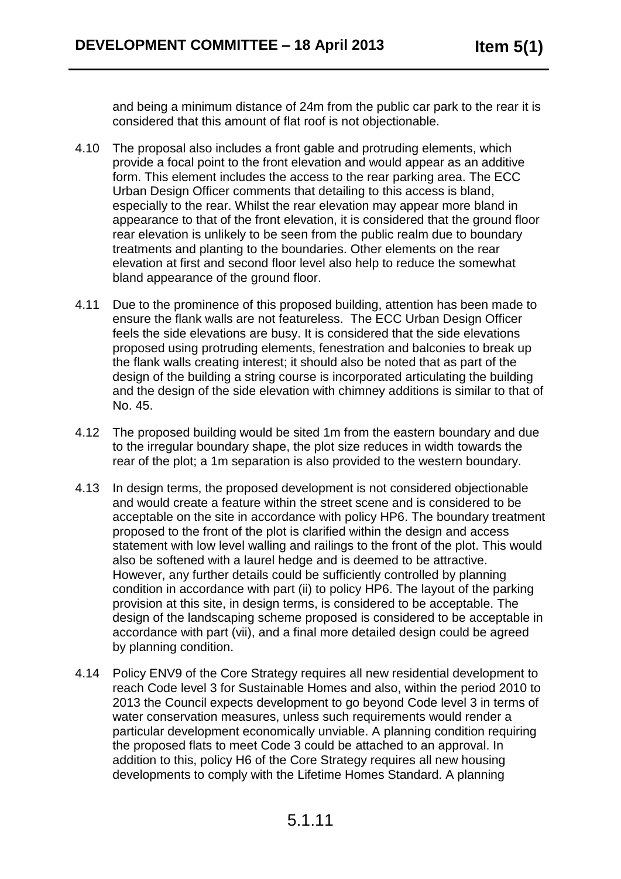and being a minimum distance of 24m from the public car park to the rear it is considered that this amount of flat roof is not objectionable.

4.10 The proposal also includes a front gable and protruding elements, which provide a focal point to the front elevation and would appear as an additive form. This element includes the access to the rear parking area. The ECC Urban Design Officer comments that detailing to this access is bland, especially to the rear. Whilst the rear elevation may appear more bland in appearance to that of the front elevation, it is considered that the ground floor rear elevation is unlikely to be seen from the public realm due to boundary treatments and planting to the boundaries. Other elements on the rear elevation at first and second floor level also help to reduce the somewhat bland appearance of the ground floor.

4.11 Due to the prominence of this proposed building, attention has been made to ensure the flank walls are not featureless. The ECC Urban Design Officer feels the side elevations are busy. It is considered that the side elevations proposed using protruding elements, fenestration and balconies to break up the flank walls creating interest; it should also be noted that as part of the design of the building a string course is incorporated articulating the building and the design of the side elevation with chimney additions is similar to that of No. 45.

4.12 The proposed building would be sited 1m from the eastern boundary and due to the irregular boundary shape, the plot size reduces in width towards the rear of the plot; a 1m separation is also provided to the western boundary.

4.13 In design terms, the proposed development is not considered objectionable and would create a feature within the street scene and is considered to be acceptable on the site in accordance with policy HP6. The boundary treatment proposed to the front of the plot is clarified within the design and access statement with low level walling and railings to the front of the plot. This would also be softened with a laurel hedge and is deemed to be attractive. However, any further details could be sufficiently controlled by planning condition in accordance with part (ii) to policy HP6. The layout of the parking provision at this site, in design terms, is considered to be acceptable. The design of the landscaping scheme proposed is considered to be acceptable in accordance with part (vii), and a final more detailed design could be agreed by planning condition.

4.14 Policy ENV9 of the Core Strategy requires all new residential development to reach Code level 3 for Sustainable Homes and also, within the period 2010 to 2013 the Council expects development to go beyond Code level 3 in terms of water conservation measures, unless such requirements would render a particular development economically unviable. A planning condition requiring the proposed flats to meet Code 3 could be attached to an approval. In addition to this, policy H6 of the Core Strategy requires all new housing developments to comply with the Lifetime Homes Standard. A planning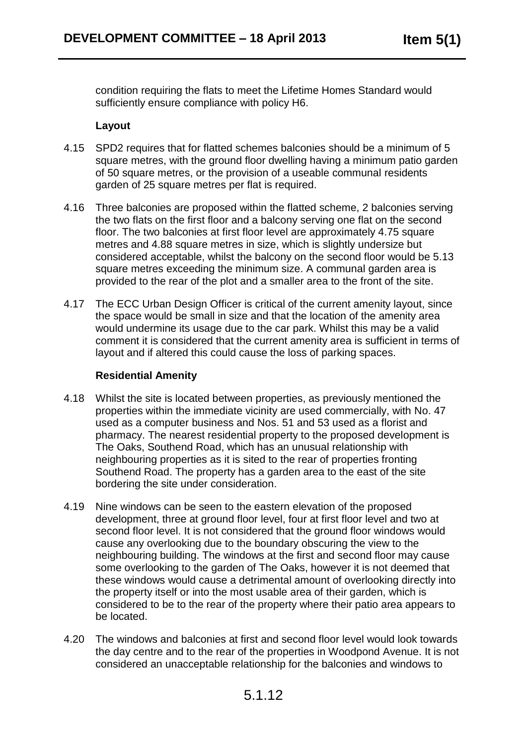condition requiring the flats to meet the Lifetime Homes Standard would sufficiently ensure compliance with policy H6.

**Layout**

4.15 SPD2 requires that for flatted schemes balconies should be a minimum of 5 square metres, with the ground floor dwelling having a minimum patio garden of 50 square metres, or the provision of a useable communal residents garden of 25 square metres per flat is required.

4.16 Three balconies are proposed within the flatted scheme, 2 balconies serving the two flats on the first floor and a balcony serving one flat on the second floor. The two balconies at first floor level are approximately 4.75 square metres and 4.88 square metres in size, which is slightly undersize but considered acceptable, whilst the balcony on the second floor would be 5.13 square metres exceeding the minimum size. A communal garden area is provided to the rear of the plot and a smaller area to the front of the site.

4.17 The ECC Urban Design Officer is critical of the current amenity layout, since the space would be small in size and that the location of the amenity area would undermine its usage due to the car park. Whilst this may be a valid comment it is considered that the current amenity area is sufficient in terms of layout and if altered this could cause the loss of parking spaces.

**Residential Amenity**

4.18 Whilst the site is located between properties, as previously mentioned the properties within the immediate vicinity are used commercially, with No. 47 used as a computer business and Nos. 51 and 53 used as a florist and pharmacy. The nearest residential property to the proposed development is The Oaks, Southend Road, which has an unusual relationship with neighbouring properties as it is sited to the rear of properties fronting Southend Road. The property has a garden area to the east of the site bordering the site under consideration.

4.19 Nine windows can be seen to the eastern elevation of the proposed development, three at ground floor level, four at first floor level and two at second floor level. It is not considered that the ground floor windows would cause any overlooking due to the boundary obscuring the view to the neighbouring building. The windows at the first and second floor may cause some overlooking to the garden of The Oaks, however it is not deemed that these windows would cause a detrimental amount of overlooking directly into the property itself or into the most usable area of their garden, which is considered to be to the rear of the property where their patio area appears to be located.

4.20 The windows and balconies at first and second floor level would look towards the day centre and to the rear of the properties in Woodpond Avenue. It is not considered an unacceptable relationship for the balconies and windows to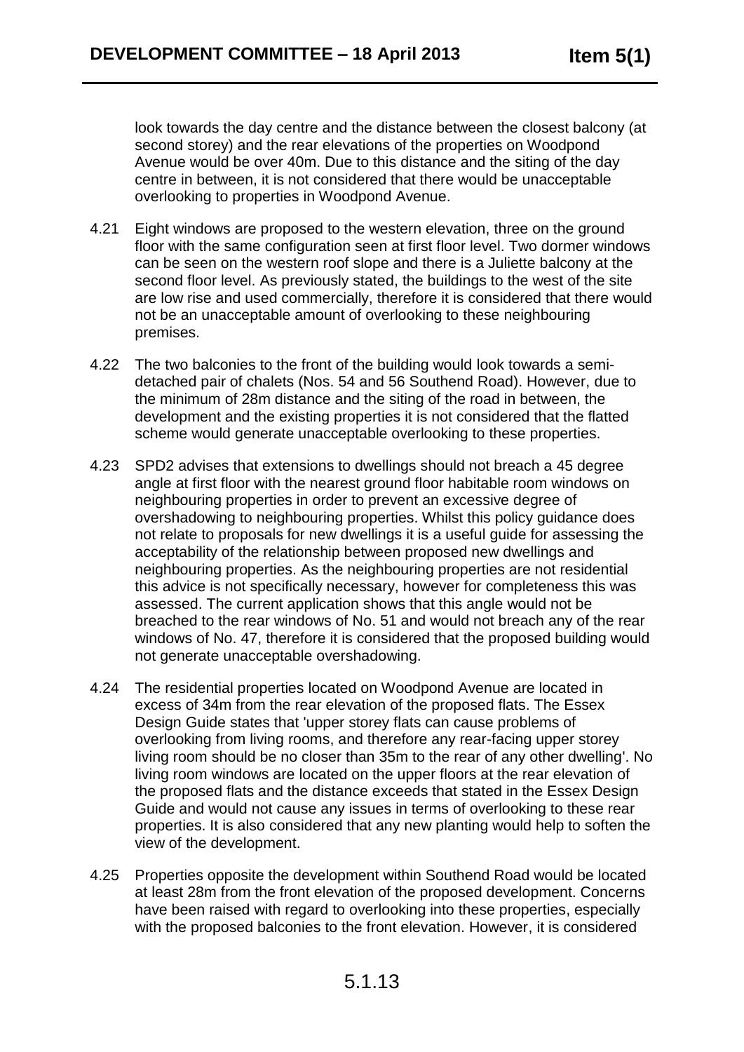look towards the day centre and the distance between the closest balcony (at second storey) and the rear elevations of the properties on Woodpond Avenue would be over 40m. Due to this distance and the siting of the day centre in between, it is not considered that there would be unacceptable overlooking to properties in Woodpond Avenue.

4.21 Eight windows are proposed to the western elevation, three on the ground floor with the same configuration seen at first floor level. Two dormer windows can be seen on the western roof slope and there is a Juliette balcony at the second floor level. As previously stated, the buildings to the west of the site are low rise and used commercially, therefore it is considered that there would not be an unacceptable amount of overlooking to these neighbouring premises.

4.22 The two balconies to the front of the building would look towards a semi-detached pair of chalets (Nos. 54 and 56 Southend Road). However, due to the minimum of 28m distance and the siting of the road in between, the development and the existing properties it is not considered that the flatted scheme would generate unacceptable overlooking to these properties.

4.23 SPD2 advises that extensions to dwellings should not breach a 45 degree angle at first floor with the nearest ground floor habitable room windows on neighbouring properties in order to prevent an excessive degree of overshadowing to neighbouring properties. Whilst this policy guidance does not relate to proposals for new dwellings it is a useful guide for assessing the acceptability of the relationship between proposed new dwellings and neighbouring properties. As the neighbouring properties are not residential this advice is not specifically necessary, however for completeness this was assessed. The current application shows that this angle would not be breached to the rear windows of No. 51 and would not breach any of the rear windows of No. 47, therefore it is considered that the proposed building would not generate unacceptable overshadowing.

4.24 The residential properties located on Woodpond Avenue are located in excess of 34m from the rear elevation of the proposed flats. The Essex Design Guide states that 'upper storey flats can cause problems of overlooking from living rooms, and therefore any rear-facing upper storey living room should be no closer than 35m to the rear of any other dwelling'. No living room windows are located on the upper floors at the rear elevation of the proposed flats and the distance exceeds that stated in the Essex Design Guide and would not cause any issues in terms of overlooking to these rear properties. It is also considered that any new planting would help to soften the view of the development.

4.25 Properties opposite the development within Southend Road would be located at least 28m from the front elevation of the proposed development. Concerns have been raised with regard to overlooking into these properties, especially with the proposed balconies to the front elevation. However, it is considered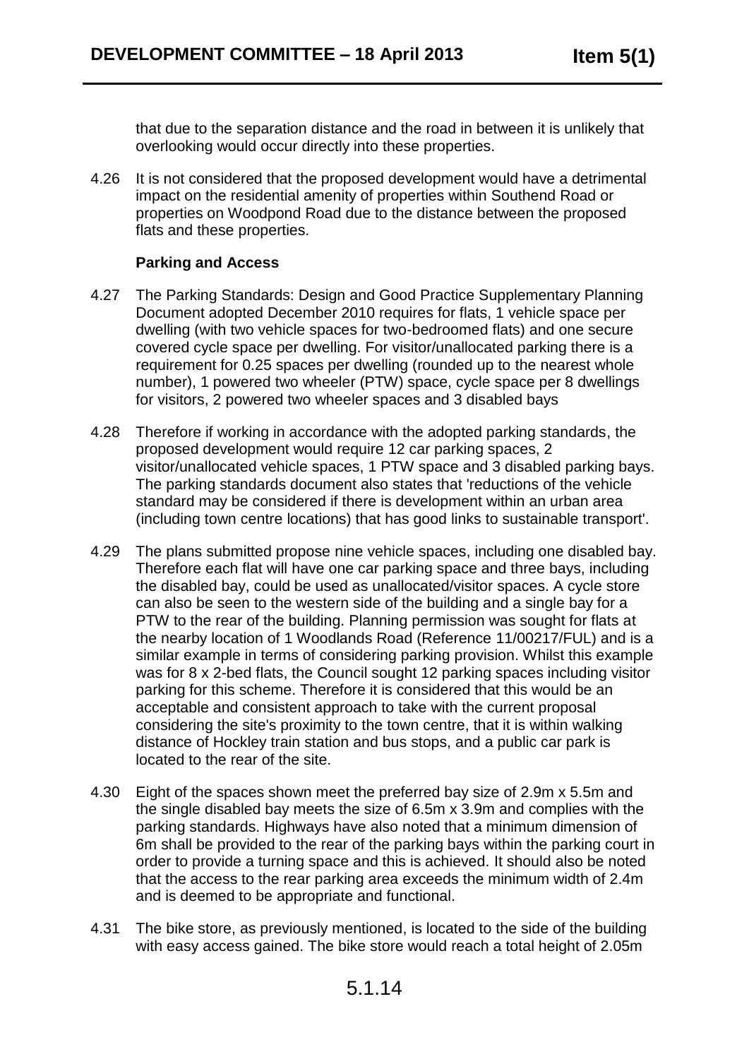that due to the separation distance and the road in between it is unlikely that overlooking would occur directly into these properties.

4.26 It is not considered that the proposed development would have a detrimental impact on the residential amenity of properties within Southend Road or properties on Woodpond Road due to the distance between the proposed flats and these properties.

**Parking and Access**

4.27 The Parking Standards: Design and Good Practice Supplementary Planning Document adopted December 2010 requires for flats, 1 vehicle space per dwelling (with two vehicle spaces for two-bedroomed flats) and one secure covered cycle space per dwelling. For visitor/unallocated parking there is a requirement for 0.25 spaces per dwelling (rounded up to the nearest whole number), 1 powered two wheeler (PTW) space, cycle space per 8 dwellings for visitors, 2 powered two wheeler spaces and 3 disabled bays

4.28 Therefore if working in accordance with the adopted parking standards, the proposed development would require 12 car parking spaces, 2 visitor/unallocated vehicle spaces, 1 PTW space and 3 disabled parking bays. The parking standards document also states that 'reductions of the vehicle standard may be considered if there is development within an urban area (including town centre locations) that has good links to sustainable transport'.

4.29 The plans submitted propose nine vehicle spaces, including one disabled bay. Therefore each flat will have one car parking space and three bays, including the disabled bay, could be used as unallocated/visitor spaces. A cycle store can also be seen to the western side of the building and a single bay for a PTW to the rear of the building. Planning permission was sought for flats at the nearby location of 1 Woodlands Road (Reference 11/00217/FUL) and is a similar example in terms of considering parking provision. Whilst this example was for 8 x 2-bed flats, the Council sought 12 parking spaces including visitor parking for this scheme. Therefore it is considered that this would be an acceptable and consistent approach to take with the current proposal considering the site's proximity to the town centre, that it is within walking distance of Hockley train station and bus stops, and a public car park is located to the rear of the site.

4.30 Eight of the spaces shown meet the preferred bay size of 2.9m x 5.5m and the single disabled bay meets the size of 6.5m x 3.9m and complies with the parking standards. Highways have also noted that a minimum dimension of 6m shall be provided to the rear of the parking bays within the parking court in order to provide a turning space and this is achieved. It should also be noted that the access to the rear parking area exceeds the minimum width of 2.4m and is deemed to be appropriate and functional.

4.31 The bike store, as previously mentioned, is located to the side of the building with easy access gained. The bike store would reach a total height of 2.05m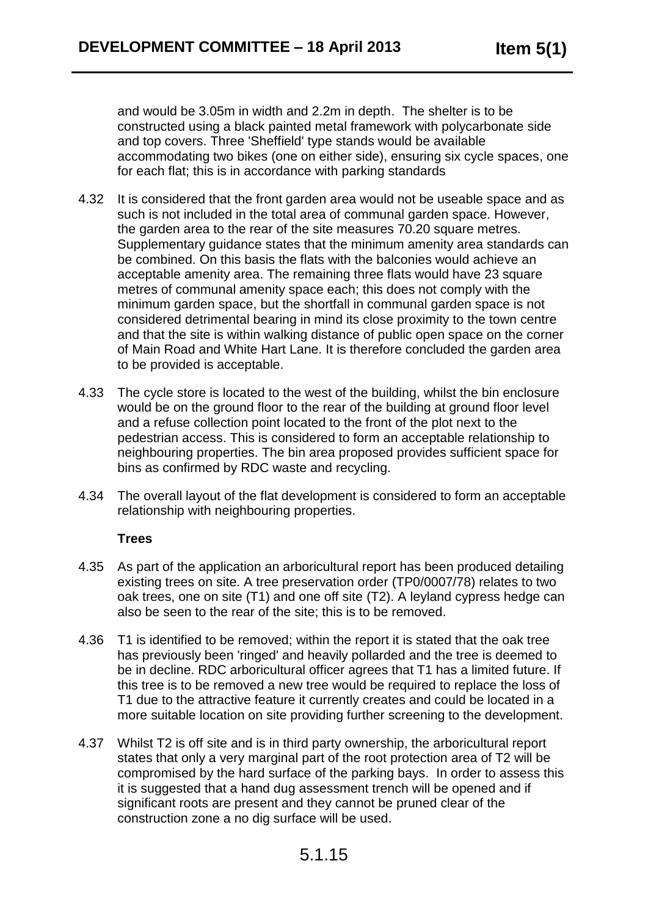and would be 3.05m in width and 2.2m in depth. The shelter is to be constructed using a black painted metal framework with polycarbonate side and top covers. Three 'Sheffield' type stands would be available accommodating two bikes (one on either side), ensuring six cycle spaces, one for each flat; this is in accordance with parking standards

4.32 It is considered that the front garden area would not be useable space and as such is not included in the total area of communal garden space. However, the garden area to the rear of the site measures 70.20 square metres. Supplementary guidance states that the minimum amenity area standards can be combined. On this basis the flats with the balconies would achieve an acceptable amenity area. The remaining three flats would have 23 square metres of communal amenity space each; this does not comply with the minimum garden space, but the shortfall in communal garden space is not considered detrimental bearing in mind its close proximity to the town centre and that the site is within walking distance of public open space on the corner of Main Road and White Hart Lane. It is therefore concluded the garden area to be provided is acceptable.

4.33 The cycle store is located to the west of the building, whilst the bin enclosure would be on the ground floor to the rear of the building at ground floor level and a refuse collection point located to the front of the plot next to the pedestrian access. This is considered to form an acceptable relationship to neighbouring properties. The bin area proposed provides sufficient space for bins as confirmed by RDC waste and recycling.

4.34 The overall layout of the flat development is considered to form an acceptable relationship with neighbouring properties.

**Trees**

4.35 As part of the application an arboricultural report has been produced detailing existing trees on site. A tree preservation order (TP0/0007/78) relates to two oak trees, one on site (T1) and one off site (T2). A leyland cypress hedge can also be seen to the rear of the site; this is to be removed.

4.36 T1 is identified to be removed; within the report it is stated that the oak tree has previously been 'ringed' and heavily pollarded and the tree is deemed to be in decline. RDC arboricultural officer agrees that T1 has a limited future. If this tree is to be removed a new tree would be required to replace the loss of T1 due to the attractive feature it currently creates and could be located in a more suitable location on site providing further screening to the development.

4.37 Whilst T2 is off site and is in third party ownership, the arboricultural report states that only a very marginal part of the root protection area of T2 will be compromised by the hard surface of the parking bays. In order to assess this it is suggested that a hand dug assessment trench will be opened and if significant roots are present and they cannot be pruned clear of the construction zone a no dig surface will be used.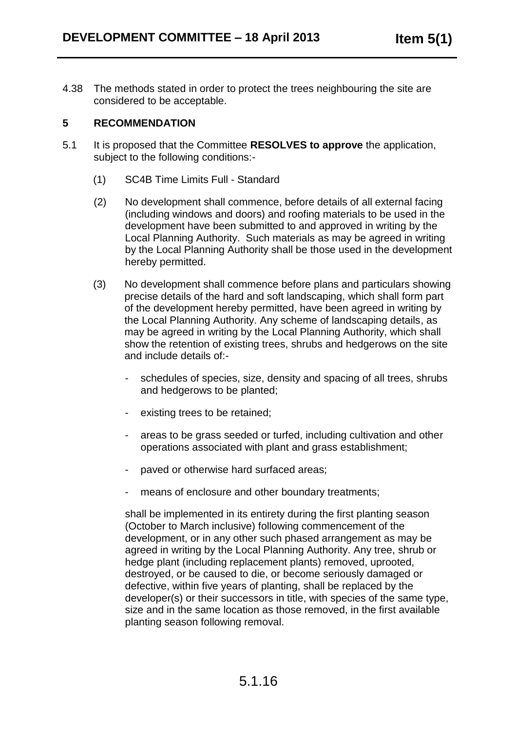4.38 The methods stated in order to protect the trees neighbouring the site are considered to be acceptable.

## 5 RECOMMENDATION

5.1 It is proposed that the Committee **RESOLVES to approve** the application, subject to the following conditions:-

(1) SC4B Time Limits Full - Standard

(2) No development shall commence, before details of all external facing (including windows and doors) and roofing materials to be used in the development have been submitted to and approved in writing by the Local Planning Authority. Such materials as may be agreed in writing by the Local Planning Authority shall be those used in the development hereby permitted.

(3) No development shall commence before plans and particulars showing precise details of the hard and soft landscaping, which shall form part of the development hereby permitted, have been agreed in writing by the Local Planning Authority. Any scheme of landscaping details, as may be agreed in writing by the Local Planning Authority, which shall show the retention of existing trees, shrubs and hedgerows on the site and include details of:-

- schedules of species, size, density and spacing of all trees, shrubs and hedgerows to be planted;
- existing trees to be retained;
- areas to be grass seeded or turfed, including cultivation and other operations associated with plant and grass establishment;
- paved or otherwise hard surfaced areas;
- means of enclosure and other boundary treatments;

shall be implemented in its entirety during the first planting season (October to March inclusive) following commencement of the development, or in any other such phased arrangement as may be agreed in writing by the Local Planning Authority. Any tree, shrub or hedge plant (including replacement plants) removed, uprooted, destroyed, or be caused to die, or become seriously damaged or defective, within five years of planting, shall be replaced by the developer(s) or their successors in title, with species of the same type, size and in the same location as those removed, in the first available planting season following removal.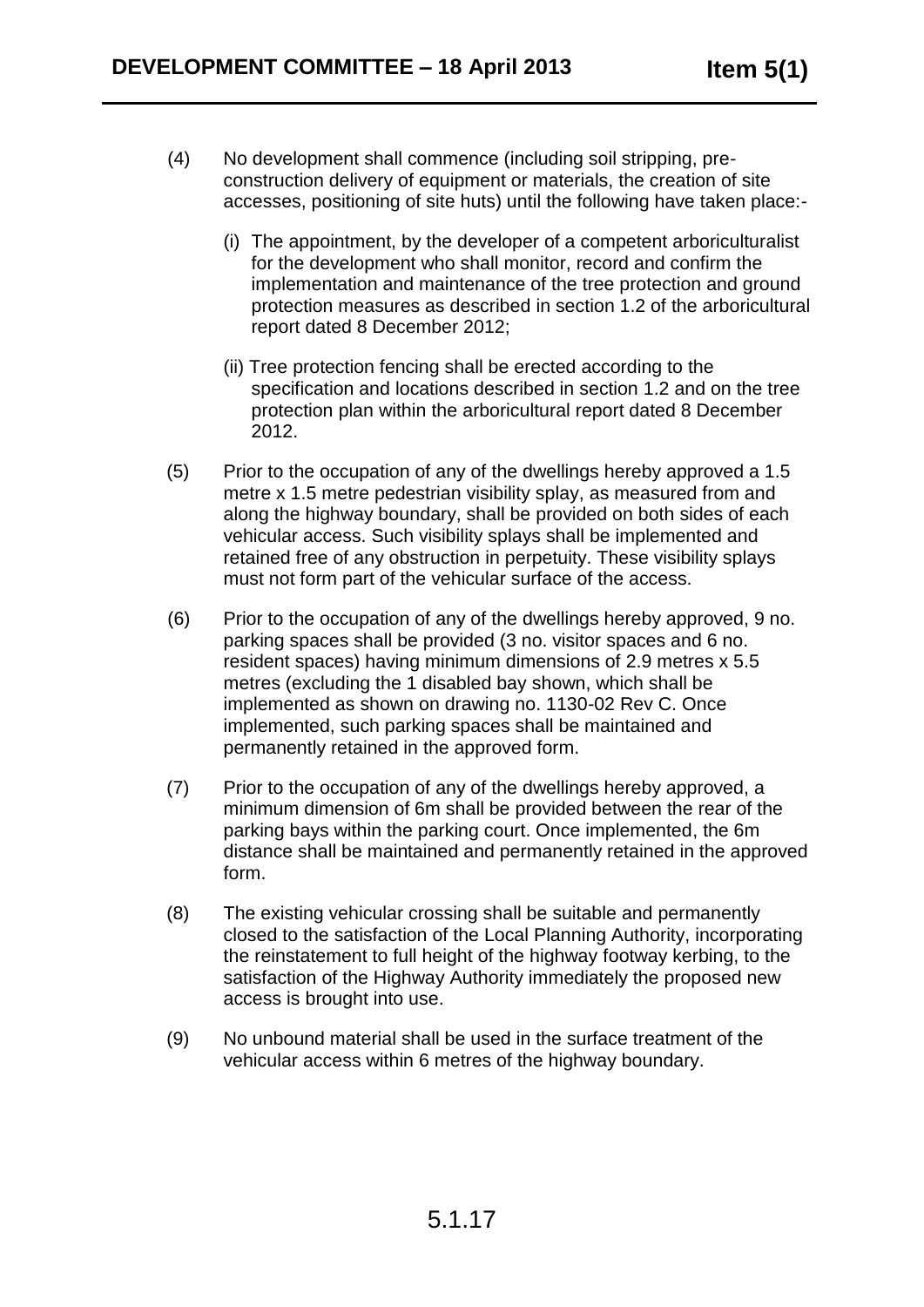(4) No development shall commence (including soil stripping, pre-construction delivery of equipment or materials, the creation of site accesses, positioning of site huts) until the following have taken place:-

   (i) The appointment, by the developer of a competent arboriculturalist for the development who shall monitor, record and confirm the implementation and maintenance of the tree protection and ground protection measures as described in section 1.2 of the arboricultural report dated 8 December 2012;

   (ii) Tree protection fencing shall be erected according to the specification and locations described in section 1.2 and on the tree protection plan within the arboricultural report dated 8 December 2012.

(5) Prior to the occupation of any of the dwellings hereby approved a 1.5 metre x 1.5 metre pedestrian visibility splay, as measured from and along the highway boundary, shall be provided on both sides of each vehicular access. Such visibility splays shall be implemented and retained free of any obstruction in perpetuity. These visibility splays must not form part of the vehicular surface of the access.

(6) Prior to the occupation of any of the dwellings hereby approved, 9 no. parking spaces shall be provided (3 no. visitor spaces and 6 no. resident spaces) having minimum dimensions of 2.9 metres x 5.5 metres (excluding the 1 disabled bay shown, which shall be implemented as shown on drawing no. 1130-02 Rev C. Once implemented, such parking spaces shall be maintained and permanently retained in the approved form.

(7) Prior to the occupation of any of the dwellings hereby approved, a minimum dimension of 6m shall be provided between the rear of the parking bays within the parking court. Once implemented, the 6m distance shall be maintained and permanently retained in the approved form.

(8) The existing vehicular crossing shall be suitable and permanently closed to the satisfaction of the Local Planning Authority, incorporating the reinstatement to full height of the highway footway kerbing, to the satisfaction of the Highway Authority immediately the proposed new access is brought into use.

(9) No unbound material shall be used in the surface treatment of the vehicular access within 6 metres of the highway boundary.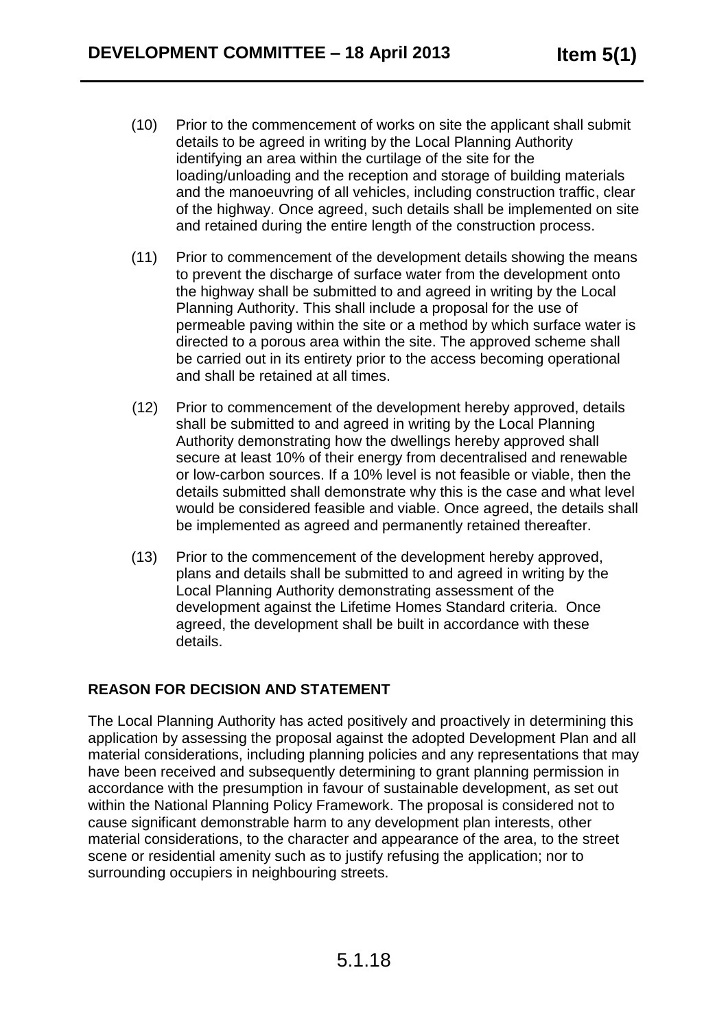(10) Prior to the commencement of works on site the applicant shall submit details to be agreed in writing by the Local Planning Authority identifying an area within the curtilage of the site for the loading/unloading and the reception and storage of building materials and the manoeuvring of all vehicles, including construction traffic, clear of the highway. Once agreed, such details shall be implemented on site and retained during the entire length of the construction process.

(11) Prior to commencement of the development details showing the means to prevent the discharge of surface water from the development onto the highway shall be submitted to and agreed in writing by the Local Planning Authority. This shall include a proposal for the use of permeable paving within the site or a method by which surface water is directed to a porous area within the site. The approved scheme shall be carried out in its entirety prior to the access becoming operational and shall be retained at all times.

(12) Prior to commencement of the development hereby approved, details shall be submitted to and agreed in writing by the Local Planning Authority demonstrating how the dwellings hereby approved shall secure at least 10% of their energy from decentralised and renewable or low-carbon sources. If a 10% level is not feasible or viable, then the details submitted shall demonstrate why this is the case and what level would be considered feasible and viable. Once agreed, the details shall be implemented as agreed and permanently retained thereafter.

(13) Prior to the commencement of the development hereby approved, plans and details shall be submitted to and agreed in writing by the Local Planning Authority demonstrating assessment of the development against the Lifetime Homes Standard criteria. Once agreed, the development shall be built in accordance with these details.

**REASON FOR DECISION AND STATEMENT**

The Local Planning Authority has acted positively and proactively in determining this application by assessing the proposal against the adopted Development Plan and all material considerations, including planning policies and any representations that may have been received and subsequently determining to grant planning permission in accordance with the presumption in favour of sustainable development, as set out within the National Planning Policy Framework. The proposal is considered not to cause significant demonstrable harm to any development plan interests, other material considerations, to the character and appearance of the area, to the street scene or residential amenity such as to justify refusing the application; nor to surrounding occupiers in neighbouring streets.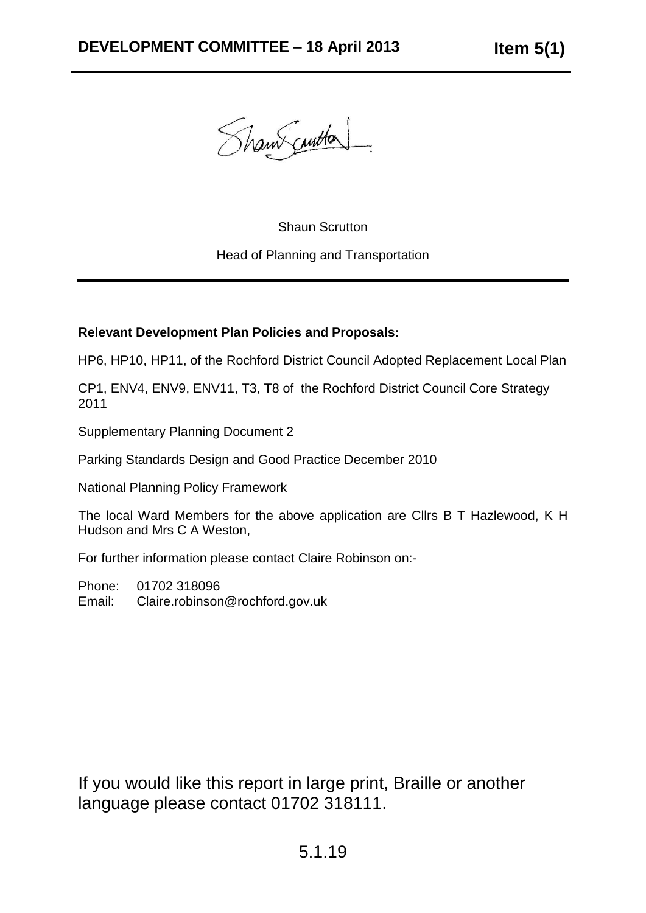Shaun Scrutton

Head of Planning and Transportation

**Relevant Development Plan Policies and Proposals:**

HP6, HP10, HP11, of the Rochford District Council Adopted Replacement Local Plan

CP1, ENV4, ENV9, ENV11, T3, T8 of the Rochford District Council Core Strategy 2011

Supplementary Planning Document 2

Parking Standards Design and Good Practice December 2010

National Planning Policy Framework

The local Ward Members for the above application are Cllrs B T Hazlewood, K H Hudson and Mrs C A Weston,

For further information please contact Claire Robinson on:-

Phone: 01702 318096
Email: Claire.robinson@rochford.gov.uk

If you would like this report in large print, Braille or another language please contact 01702 318111.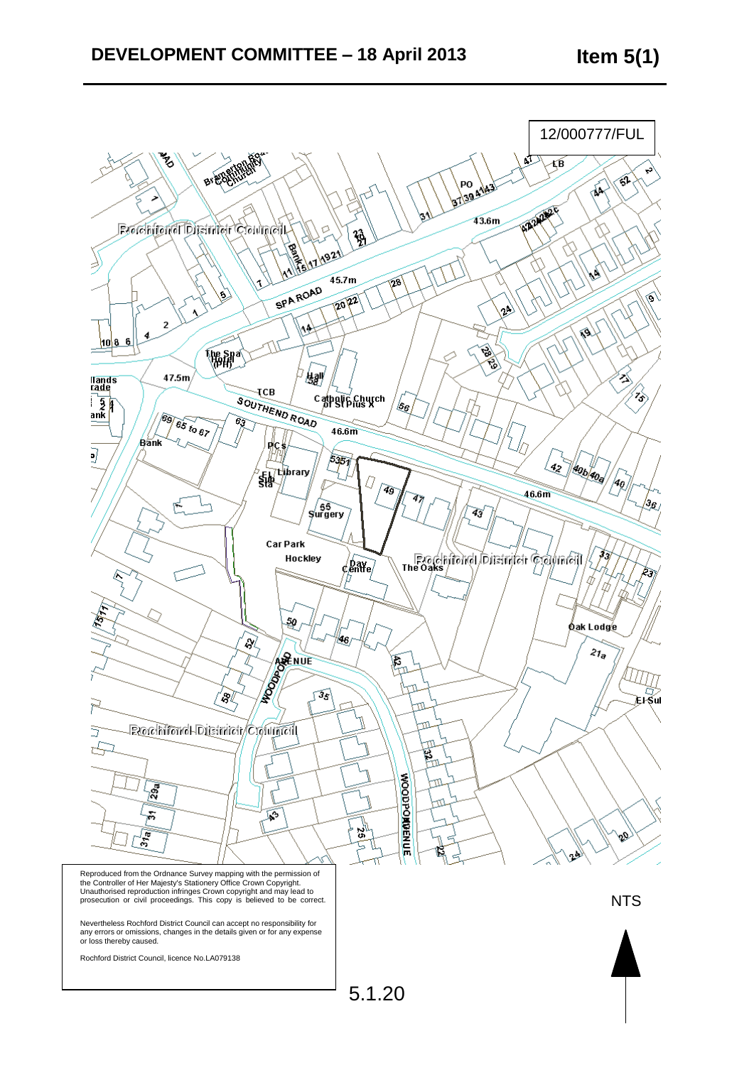## DEVELOPMENT COMMITTEE – 18 April 2013

## Item 5(1)

12/000777/FUL

Reproduced from the Ordnance Survey mapping with the permission of the Controller of Her Majesty's Stationery Office Crown Copyright. Unauthorised reproduction infringes Crown copyright and may lead to prosecution or civil proceedings. This copy is believed to be correct.

Nevertheless Rochford District Council can accept no responsibility for any errors or omissions, changes in the details given or for any expense or loss thereby caused.

Rochford District Council, licence No.LA079138

NTS